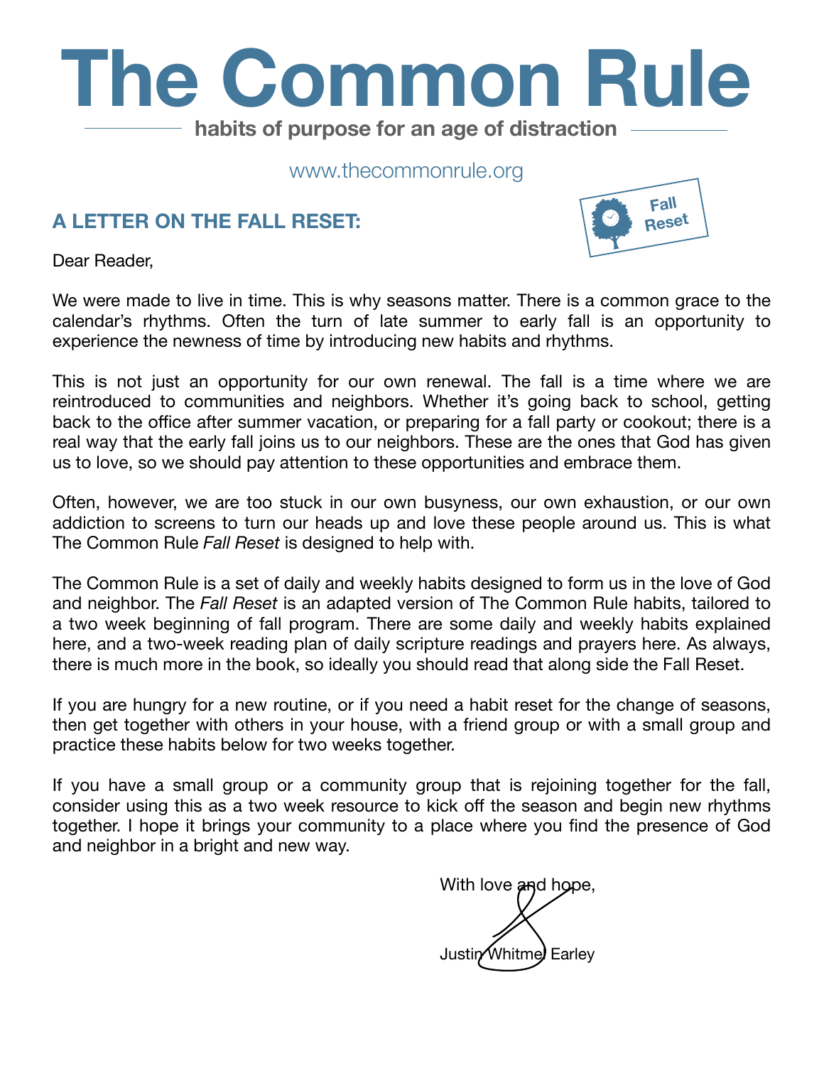# The Common Rule

**habits of purpose for an age of distraction**

www.thecommonrule.org

## A LETTER ON THE FALL RESET:

**Fall Reset**

Dear Reader,

We were made to live in time. This is why seasons matter. There is a common grace to the calendar's rhythms. Often the turn of late summer to early fall is an opportunity to experience the newness of time by introducing new habits and rhythms.

This is not just an opportunity for our own renewal. The fall is a time where we are reintroduced to communities and neighbors. Whether it's going back to school, getting back to the office after summer vacation, or preparing for a fall party or cookout; there is a real way that the early fall joins us to our neighbors. These are the ones that God has given us to love, so we should pay attention to these opportunities and embrace them.

Often, however, we are too stuck in our own busyness, our own exhaustion, or our own addiction to screens to turn our heads up and love these people around us. This is what The Common Rule *Fall Reset* is designed to help with.

The Common Rule is a set of daily and weekly habits designed to form us in the love of God and neighbor. The *Fall Reset* is an adapted version of The Common Rule habits, tailored to a two week beginning of fall program. There are some daily and weekly habits explained here, and a two-week reading plan of daily scripture readings and prayers here. As always, there is much more in the book, so ideally you should read that along side the Fall Reset.

If you are hungry for a new routine, or if you need a habit reset for the change of seasons, then get together with others in your house, with a friend group or with a small group and practice these habits below for two weeks together.

If you have a small group or a community group that is rejoining together for the fall, consider using this as a two week resource to kick off the season and begin new rhythms together. I hope it brings your community to a place where you find the presence of God and neighbor in a bright and new way.

With love and hope,

Justin Whitmel Earley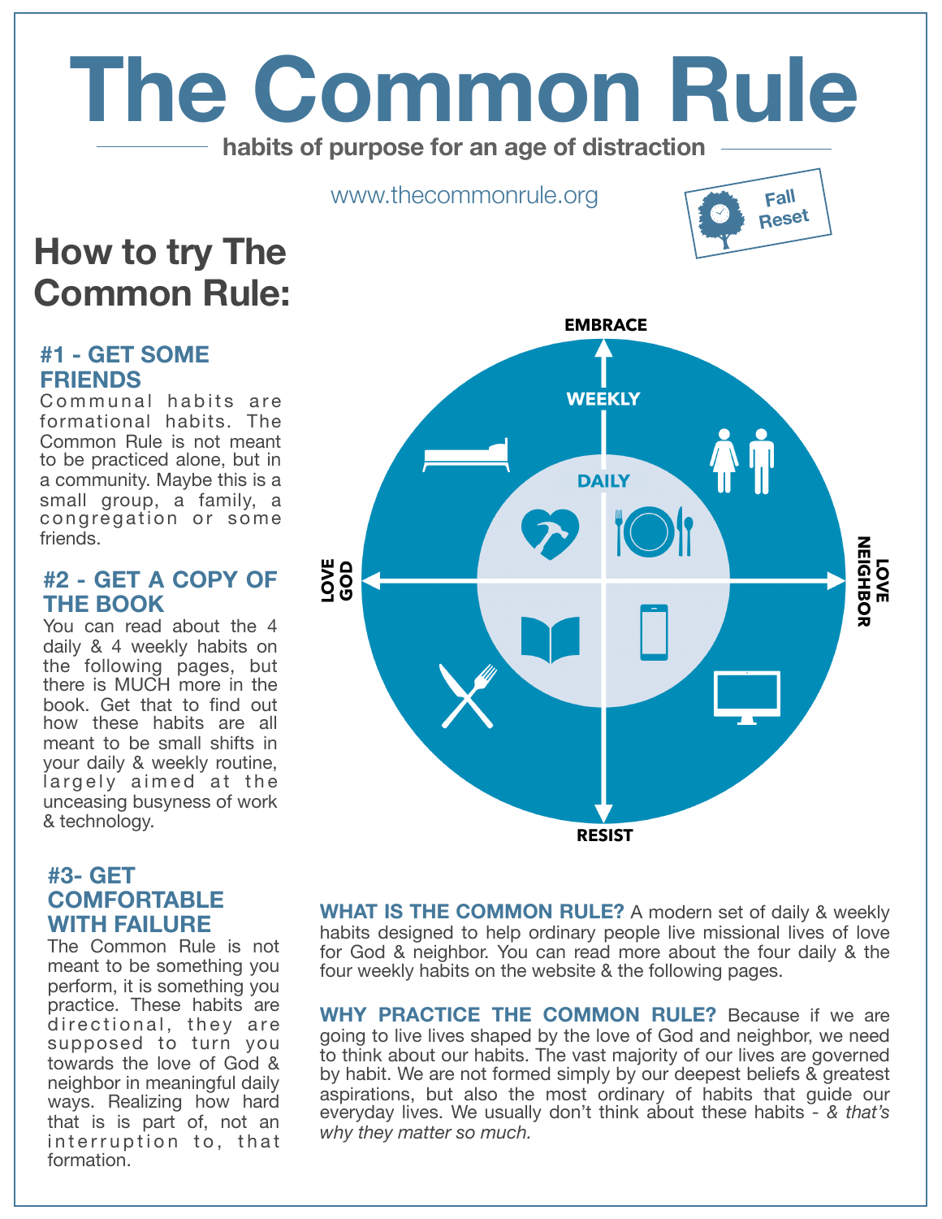# The Common Rule

habits of purpose for an age of distraction

www.thecommonrule.org

Fall Reset

## How to try The Common Rule:

### #1 - GET SOME FRIENDS

Communal habits are formational habits. The Common Rule is not meant to be practiced alone, but in a community. Maybe this is a small group, a family, a congregation or some friends.

### #2 - GET A COPY OF THE BOOK

You can read about the 4 daily & 4 weekly habits on the following pages, but there is MUCH more in the book. Get that to find out how these habits are all meant to be small shifts in your daily & weekly routine, largely aimed at the unceasing busyness of work & technology.

### #3- GET COMFORTABLE WITH FAILURE

The Common Rule is not meant to be something you perform, it is something you practice. These habits are directional, they are supposed to turn you towards the love of God & neighbor in meaningful daily ways. Realizing how hard that is is part of, not an interruption to, that formation.

EMBRACE

WEEKLY

DAILY

LOVE GOD

LOVE NEIGHBOR

RESIST

**WHAT IS THE COMMON RULE?** A modern set of daily & weekly habits designed to help ordinary people live missional lives of love for God & neighbor. You can read more about the four daily & the four weekly habits on the website & the following pages.

**WHY PRACTICE THE COMMON RULE?** Because if we are going to live lives shaped by the love of God and neighbor, we need to think about our habits. The vast majority of our lives are governed by habit. We are not formed simply by our deepest beliefs & greatest aspirations, but also the most ordinary of habits that guide our everyday lives. We usually don't think about these habits - *& that's why they matter so much.*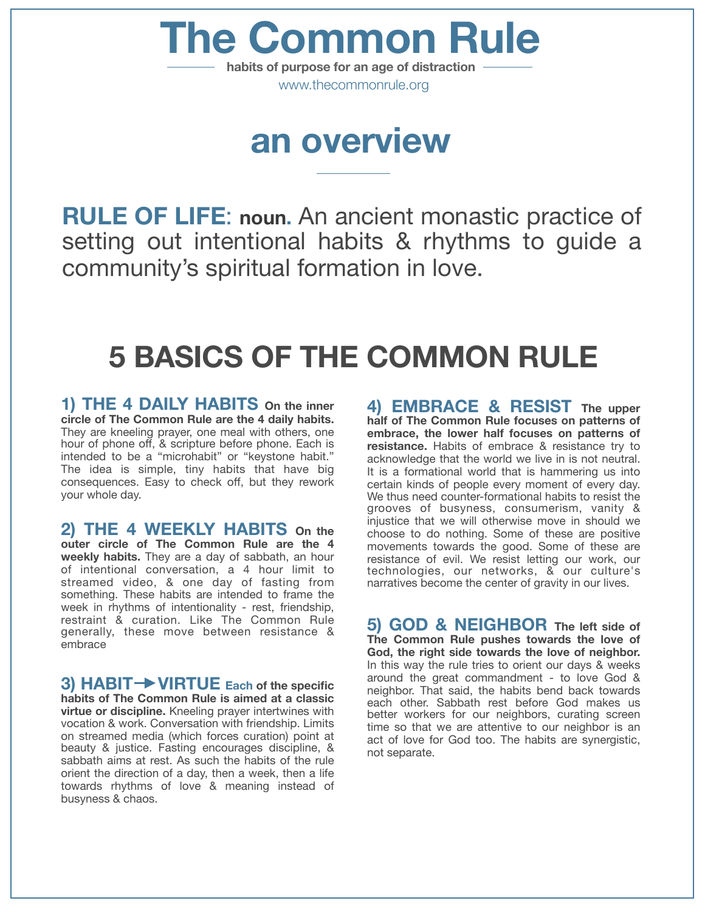# The Common Rule

**habits of purpose for an age of distraction**

www.thecommonrule.org

## an overview

**RULE OF LIFE**: **noun.** An ancient monastic practice of setting out intentional habits & rhythms to guide a community's spiritual formation in love.

## 5 BASICS OF THE COMMON RULE

### 1) THE 4 DAILY HABITS

**On the inner circle of The Common Rule are the 4 daily habits.** They are kneeling prayer, one meal with others, one hour of phone off, & scripture before phone. Each is intended to be a "microhabit" or "keystone habit." The idea is simple, tiny habits that have big consequences. Easy to check off, but they rework your whole day.

### 2) THE 4 WEEKLY HABITS

**On the outer circle of The Common Rule are the 4 weekly habits.** They are a day of sabbath, an hour of intentional conversation, a 4 hour limit to streamed video, & one day of fasting from something. These habits are intended to frame the week in rhythms of intentionality - rest, friendship, restraint & curation. Like The Common Rule generally, these move between resistance & embrace

### 3) HABIT→VIRTUE

**Each of the specific habits of The Common Rule is aimed at a classic virtue or discipline.** Kneeling prayer intertwines with vocation & work. Conversation with friendship. Limits on streamed media (which forces curation) point at beauty & justice. Fasting encourages discipline, & sabbath aims at rest. As such the habits of the rule orient the direction of a day, then a week, then a life towards rhythms of love & meaning instead of busyness & chaos.

### 4) EMBRACE & RESIST

**The upper half of The Common Rule focuses on patterns of embrace, the lower half focuses on patterns of resistance.** Habits of embrace & resistance try to acknowledge that the world we live in is not neutral. It is a formational world that is hammering us into certain kinds of people every moment of every day. We thus need counter-formational habits to resist the grooves of busyness, consumerism, vanity & injustice that we will otherwise move in should we choose to do nothing. Some of these are positive movements towards the good. Some of these are resistance of evil. We resist letting our work, our technologies, our networks, & our culture's narratives become the center of gravity in our lives.

### 5) GOD & NEIGHBOR

**The left side of The Common Rule pushes towards the love of God, the right side towards the love of neighbor.** In this way the rule tries to orient our days & weeks around the great commandment - to love God & neighbor. That said, the habits bend back towards each other. Sabbath rest before God makes us better workers for our neighbors, curating screen time so that we are attentive to our neighbor is an act of love for God too. The habits are synergistic, not separate.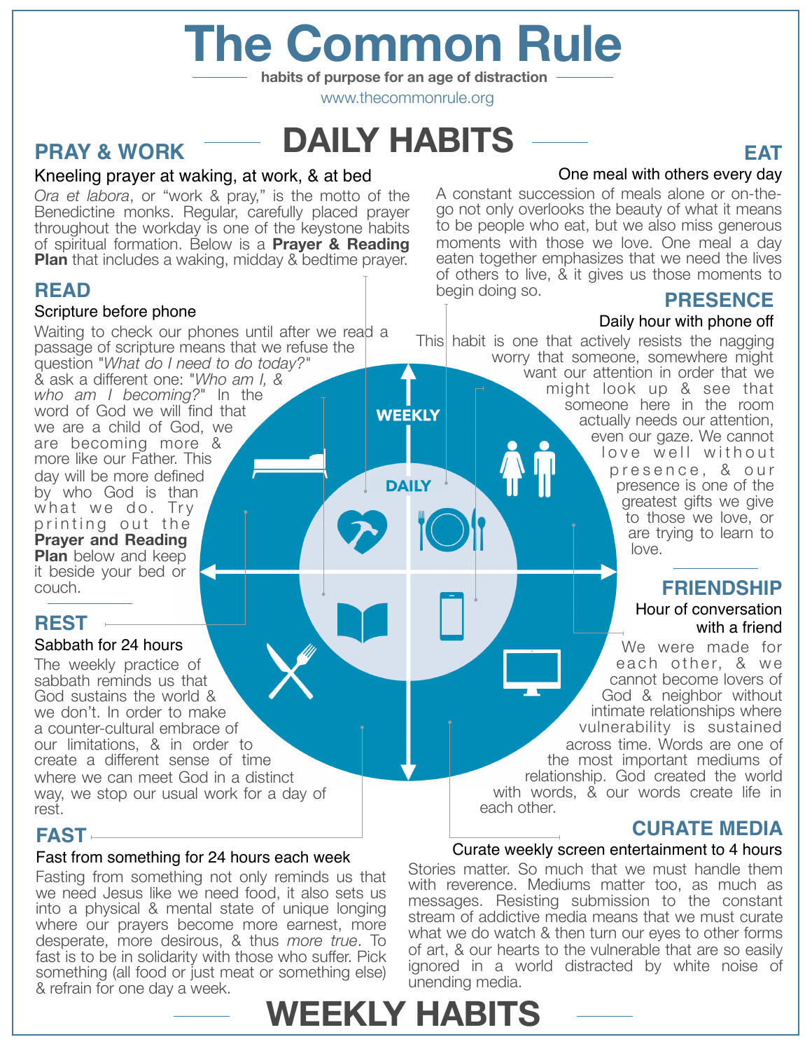# The Common Rule

**habits of purpose for an age of distraction**

www.thecommonrule.org

## DAILY HABITS

### PRAY & WORK

Kneeling prayer at waking, at work, & at bed

*Ora et labora*, or "work & pray," is the motto of the Benedictine monks. Regular, carefully placed prayer throughout the workday is one of the keystone habits of spiritual formation. Below is a **Prayer & Reading Plan** that includes a waking, midday & bedtime prayer.

### EAT

One meal with others every day

A constant succession of meals alone or on-the-go not only overlooks the beauty of what it means to be people who eat, but we also miss generous moments with those we love. One meal a day eaten together emphasizes that we need the lives of others to live, & it gives us those moments to begin doing so.

### READ

Scripture before phone

Waiting to check our phones until after we read a passage of scripture means that we refuse the question "*What do I need to do today?*" & ask a different one: "*Who am I, & who am I becoming?*" In the word of God we will find that we are a child of God, we are becoming more & more like our Father. This day will be more defined by who God is than what we do. Try printing out the **Prayer and Reading Plan** below and keep it beside your bed or couch.

### PRESENCE

Daily hour with phone off

This habit is one that actively resists the nagging worry that someone, somewhere might want our attention in order that we might look up & see that someone here in the room actually needs our attention, even our gaze. We cannot love well without presence, & our presence is one of the greatest gifts we give to those we love, or are trying to learn to love.

### REST

Sabbath for 24 hours

The weekly practice of sabbath reminds us that God sustains the world & we don't. In order to make a counter-cultural embrace of our limitations, & in order to create a different sense of time where we can meet God in a distinct way, we stop our usual work for a day of rest.

### FRIENDSHIP

Hour of conversation with a friend

We were made for each other, & we cannot become lovers of God & neighbor without intimate relationships where vulnerability is sustained across time. Words are one of the most important mediums of relationship. God created the world with words, & our words create life in each other.

### FAST

Fast from something for 24 hours each week

Fasting from something not only reminds us that we need Jesus like we need food, it also sets us into a physical & mental state of unique longing where our prayers become more earnest, more desperate, more desirous, & thus *more true*. To fast is to be in solidarity with those who suffer. Pick something (all food or just meat or something else) & refrain for one day a week.

### CURATE MEDIA

Curate weekly screen entertainment to 4 hours

Stories matter. So much that we must handle them with reverence. Mediums matter too, as much as messages. Resisting submission to the constant stream of addictive media means that we must curate what we do watch & then turn our eyes to other forms of art, & our hearts to the vulnerable that are so easily ignored in a world distracted by white noise of unending media.

## WEEKLY HABITS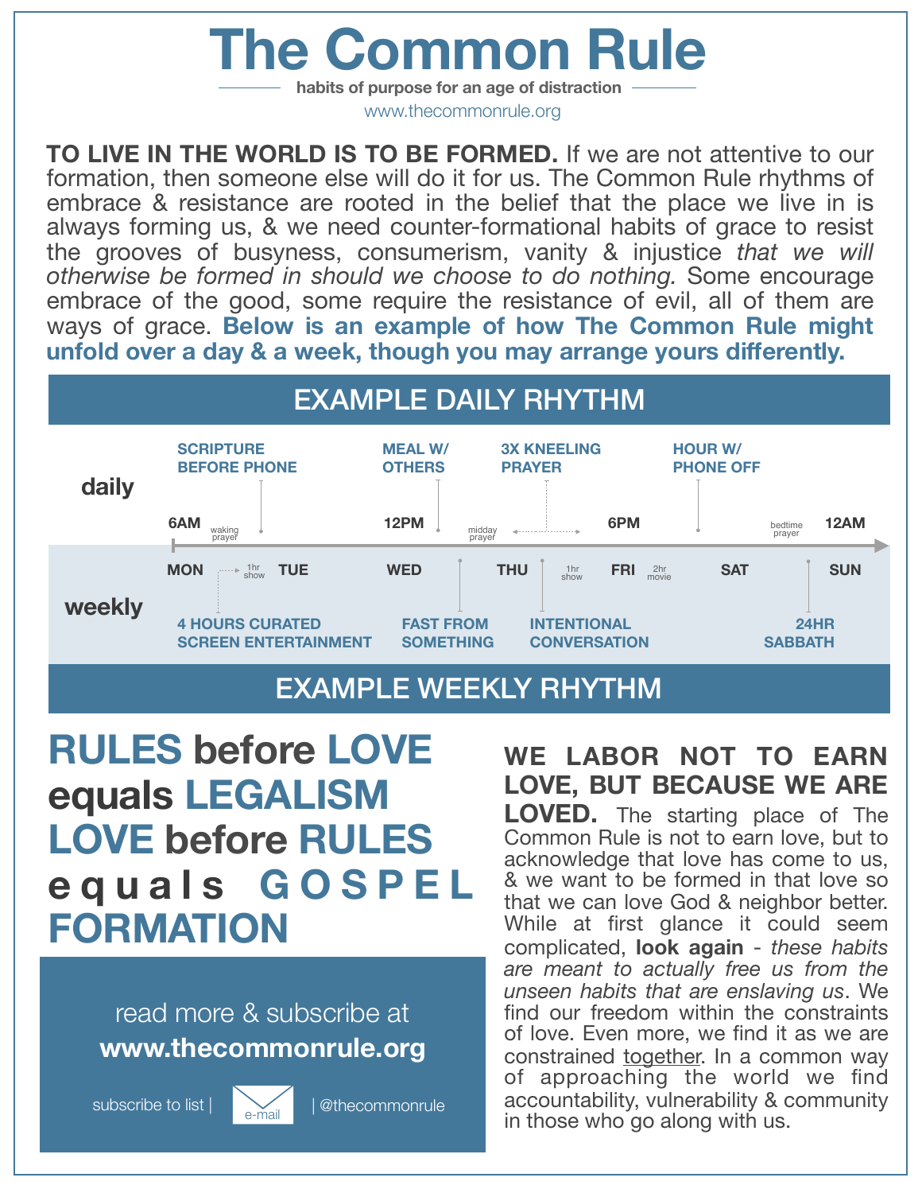# The Common Rule

**habits of purpose for an age of distraction**

www.thecommonrule.org

**TO LIVE IN THE WORLD IS TO BE FORMED.** If we are not attentive to our formation, then someone else will do it for us. The Common Rule rhythms of embrace & resistance are rooted in the belief that the place we live in is always forming us, & we need counter-formational habits of grace to resist the grooves of busyness, consumerism, vanity & injustice *that we will otherwise be formed in should we choose to do nothing.* Some encourage embrace of the good, some require the resistance of evil, all of them are ways of grace. **Below is an example of how The Common Rule might unfold over a day & a week, though you may arrange yours differently.**

## EXAMPLE DAILY RHYTHM

**daily**

- **6AM** – waking prayer – **SCRIPTURE BEFORE PHONE**
- **12PM** – **MEAL W/ OTHERS**
- midday prayer – **3X KNEELING PRAYER**
- **6PM** – **HOUR W/ PHONE OFF**
- bedtime prayer
- **12AM**

**weekly**

- **MON** – 1hr show – **TUE** – **4 HOURS CURATED SCREEN ENTERTAINMENT**
- **WED** – **FAST FROM SOMETHING**
- **THU** – **INTENTIONAL CONVERSATION** – 1hr show
- **FRI** – 2hr movie
- **SAT**
- **SUN** – **24HR SABBATH**

## EXAMPLE WEEKLY RHYTHM

**RULES before LOVE equals LEGALISM**
**LOVE before RULES equals GOSPEL FORMATION**

read more & subscribe at
**www.thecommonrule.org**

subscribe to list | e-mail | @thecommonrule

**WE LABOR NOT TO EARN LOVE, BUT BECAUSE WE ARE LOVED.** The starting place of The Common Rule is not to earn love, but to acknowledge that love has come to us, & we want to be formed in that love so that we can love God & neighbor better. While at first glance it could seem complicated, **look again** - *these habits are meant to actually free us from the unseen habits that are enslaving us*. We find our freedom within the constraints of love. Even more, we find it as we are constrained together. In a common way of approaching the world we find accountability, vulnerability & community in those who go along with us.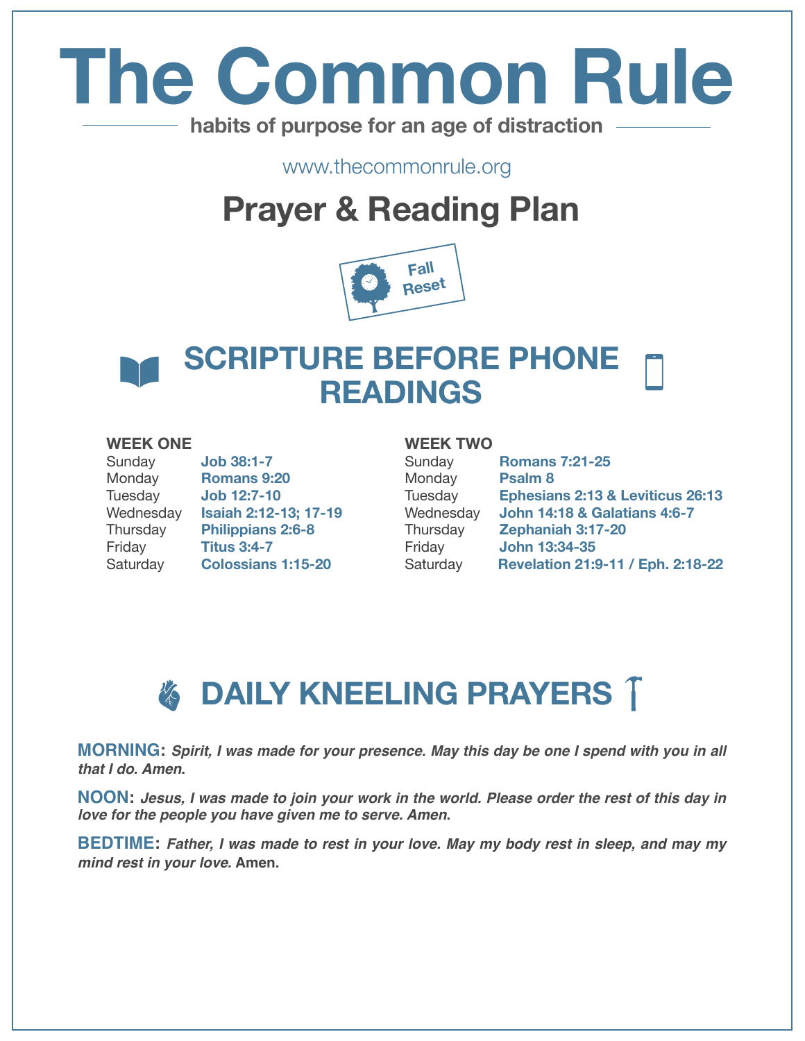# The Common Rule

**habits of purpose for an age of distraction**

www.thecommonrule.org

## Prayer & Reading Plan

Fall Reset

## SCRIPTURE BEFORE PHONE READINGS

**WEEK ONE**

| | |
|---|---|
| Sunday | **Job 38:1-7** |
| Monday | **Romans 9:20** |
| Tuesday | **Job 12:7-10** |
| Wednesday | **Isaiah 2:12-13; 17-19** |
| Thursday | **Philippians 2:6-8** |
| Friday | **Titus 3:4-7** |
| Saturday | **Colossians 1:15-20** |

**WEEK TWO**

| | |
|---|---|
| Sunday | **Romans 7:21-25** |
| Monday | **Psalm 8** |
| Tuesday | **Ephesians 2:13 & Leviticus 26:13** |
| Wednesday | **John 14:18 & Galatians 4:6-7** |
| Thursday | **Zephaniah 3:17-20** |
| Friday | **John 13:34-35** |
| Saturday | **Revelation 21:9-11 / Eph. 2:18-22** |

## DAILY KNEELING PRAYERS

**MORNING:** ***Spirit, I was made for your presence. May this day be one I spend with you in all that I do. Amen.***

**NOON:** ***Jesus, I was made to join your work in the world. Please order the rest of this day in love for the people you have given me to serve. Amen.***

**BEDTIME:** ***Father, I was made to rest in your love. May my body rest in sleep, and may my mind rest in your love.*** **Amen.**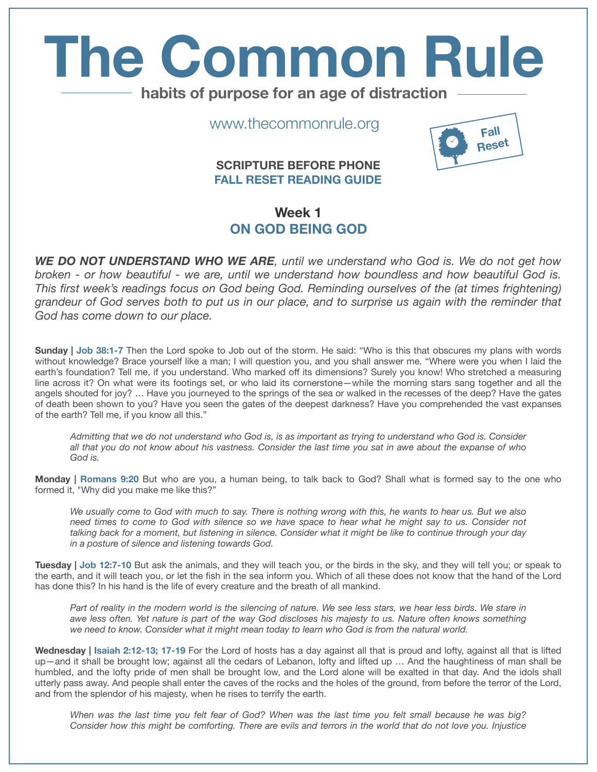# The Common Rule

**habits of purpose for an age of distraction**

www.thecommonrule.org

Fall Reset

**SCRIPTURE BEFORE PHONE**
**FALL RESET READING GUIDE**

## Week 1
## ON GOD BEING GOD

***WE DO NOT UNDERSTAND WHO WE ARE**, until we understand who God is. We do not get how broken - or how beautiful - we are, until we understand how boundless and how beautiful God is. This first week's readings focus on God being God. Reminding ourselves of the (at times frightening) grandeur of God serves both to put us in our place, and to surprise us again with the reminder that God has come down to our place.*

**Sunday | Job 38:1-7** Then the Lord spoke to Job out of the storm. He said: "Who is this that obscures my plans with words without knowledge? Brace yourself like a man; I will question you, and you shall answer me. "Where were you when I laid the earth's foundation? Tell me, if you understand. Who marked off its dimensions? Surely you know! Who stretched a measuring line across it? On what were its footings set, or who laid its cornerstone—while the morning stars sang together and all the angels shouted for joy? … Have you journeyed to the springs of the sea or walked in the recesses of the deep? Have the gates of death been shown to you? Have you seen the gates of the deepest darkness? Have you comprehended the vast expanses of the earth? Tell me, if you know all this."

> *Admitting that we do not understand who God is, is as important as trying to understand who God is. Consider all that you do not know about his vastness. Consider the last time you sat in awe about the expanse of who God is.*

**Monday | Romans 9:20** But who are you, a human being, to talk back to God? Shall what is formed say to the one who formed it, "Why did you make me like this?"

> *We usually come to God with much to say. There is nothing wrong with this, he wants to hear us. But we also need times to come to God with silence so we have space to hear what he might say to us. Consider not talking back for a moment, but listening in silence. Consider what it might be like to continue through your day in a posture of silence and listening towards God.*

**Tuesday | Job 12:7-10** But ask the animals, and they will teach you, or the birds in the sky, and they will tell you; or speak to the earth, and it will teach you, or let the fish in the sea inform you. Which of all these does not know that the hand of the Lord has done this? In his hand is the life of every creature and the breath of all mankind.

> *Part of reality in the modern world is the silencing of nature. We see less stars, we hear less birds. We stare in awe less often. Yet nature is part of the way God discloses his majesty to us. Nature often knows something we need to know. Consider what it might mean today to learn who God is from the natural world.*

**Wednesday | Isaiah 2:12-13; 17-19** For the Lord of hosts has a day against all that is proud and lofty, against all that is lifted up—and it shall be brought low; against all the cedars of Lebanon, lofty and lifted up … And the haughtiness of man shall be humbled, and the lofty pride of men shall be brought low, and the Lord alone will be exalted in that day. And the idols shall utterly pass away. And people shall enter the caves of the rocks and the holes of the ground, from before the terror of the Lord, and from the splendor of his majesty, when he rises to terrify the earth.

> *When was the last time you felt fear of God? When was the last time you felt small because he was big? Consider how this might be comforting. There are evils and terrors in the world that do not love you. Injustice*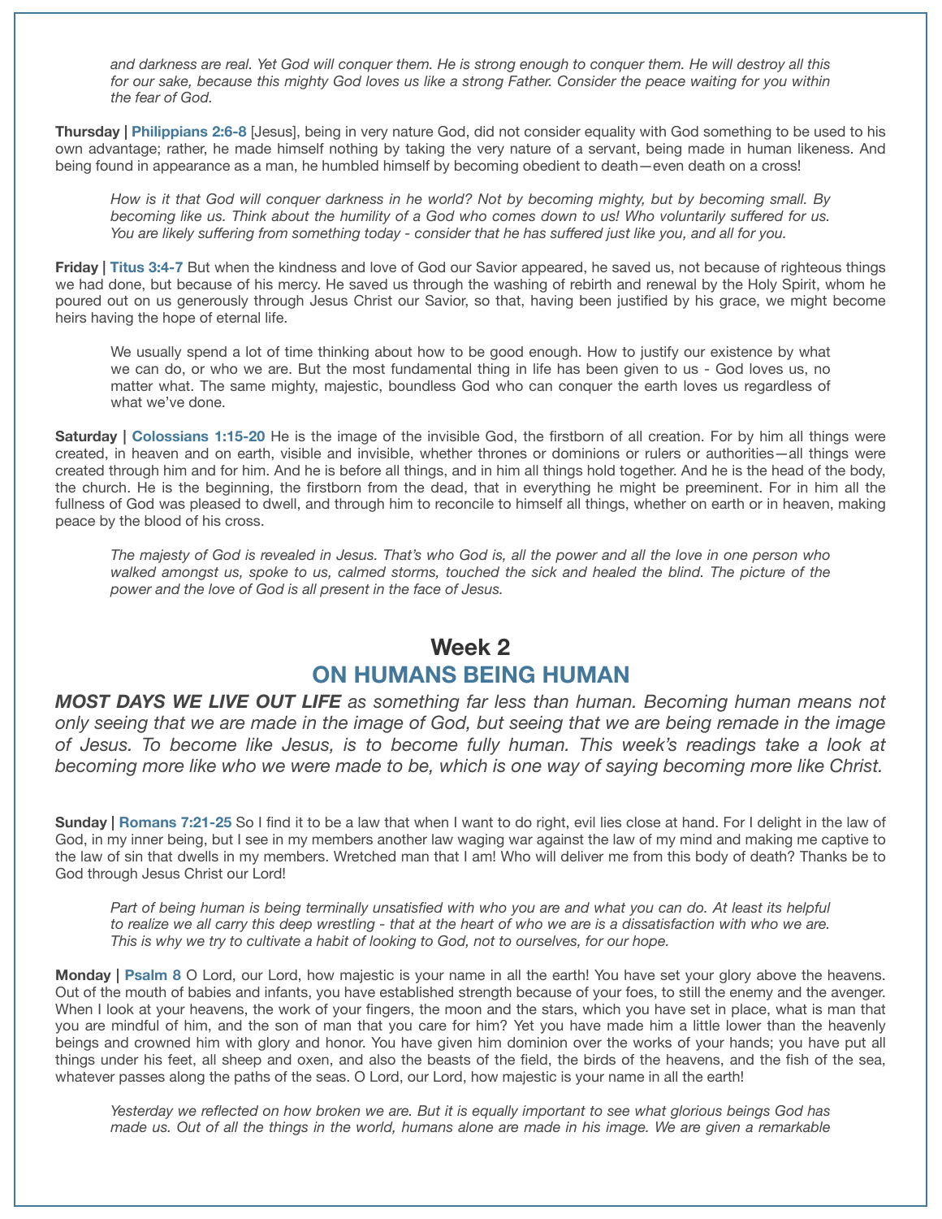*and darkness are real. Yet God will conquer them. He is strong enough to conquer them. He will destroy all this for our sake, because this mighty God loves us like a strong Father. Consider the peace waiting for you within the fear of God.*

**Thursday | Philippians 2:6-8** [Jesus], being in very nature God, did not consider equality with God something to be used to his own advantage; rather, he made himself nothing by taking the very nature of a servant, being made in human likeness. And being found in appearance as a man, he humbled himself by becoming obedient to death—even death on a cross!

> *How is it that God will conquer darkness in he world? Not by becoming mighty, but by becoming small. By becoming like us. Think about the humility of a God who comes down to us! Who voluntarily suffered for us. You are likely suffering from something today - consider that he has suffered just like you, and all for you.*

**Friday | Titus 3:4-7** But when the kindness and love of God our Savior appeared, he saved us, not because of righteous things we had done, but because of his mercy. He saved us through the washing of rebirth and renewal by the Holy Spirit, whom he poured out on us generously through Jesus Christ our Savior, so that, having been justified by his grace, we might become heirs having the hope of eternal life.

> We usually spend a lot of time thinking about how to be good enough. How to justify our existence by what we can do, or who we are. But the most fundamental thing in life has been given to us - God loves us, no matter what. The same mighty, majestic, boundless God who can conquer the earth loves us regardless of what we've done.

**Saturday | Colossians 1:15-20** He is the image of the invisible God, the firstborn of all creation. For by him all things were created, in heaven and on earth, visible and invisible, whether thrones or dominions or rulers or authorities—all things were created through him and for him. And he is before all things, and in him all things hold together. And he is the head of the body, the church. He is the beginning, the firstborn from the dead, that in everything he might be preeminent. For in him all the fullness of God was pleased to dwell, and through him to reconcile to himself all things, whether on earth or in heaven, making peace by the blood of his cross.

> *The majesty of God is revealed in Jesus. That's who God is, all the power and all the love in one person who walked amongst us, spoke to us, calmed storms, touched the sick and healed the blind. The picture of the power and the love of God is all present in the face of Jesus.*

## Week 2
## ON HUMANS BEING HUMAN

***MOST DAYS WE LIVE OUT LIFE** as something far less than human. Becoming human means not only seeing that we are made in the image of God, but seeing that we are being remade in the image of Jesus. To become like Jesus, is to become fully human. This week's readings take a look at becoming more like who we were made to be, which is one way of saying becoming more like Christ.*

**Sunday | Romans 7:21-25** So I find it to be a law that when I want to do right, evil lies close at hand. For I delight in the law of God, in my inner being, but I see in my members another law waging war against the law of my mind and making me captive to the law of sin that dwells in my members. Wretched man that I am! Who will deliver me from this body of death? Thanks be to God through Jesus Christ our Lord!

> *Part of being human is being terminally unsatisfied with who you are and what you can do. At least its helpful to realize we all carry this deep wrestling - that at the heart of who we are is a dissatisfaction with who we are. This is why we try to cultivate a habit of looking to God, not to ourselves, for our hope.*

**Monday | Psalm 8** O Lord, our Lord, how majestic is your name in all the earth! You have set your glory above the heavens. Out of the mouth of babies and infants, you have established strength because of your foes, to still the enemy and the avenger. When I look at your heavens, the work of your fingers, the moon and the stars, which you have set in place, what is man that you are mindful of him, and the son of man that you care for him? Yet you have made him a little lower than the heavenly beings and crowned him with glory and honor. You have given him dominion over the works of your hands; you have put all things under his feet, all sheep and oxen, and also the beasts of the field, the birds of the heavens, and the fish of the sea, whatever passes along the paths of the seas. O Lord, our Lord, how majestic is your name in all the earth!

> *Yesterday we reflected on how broken we are. But it is equally important to see what glorious beings God has made us. Out of all the things in the world, humans alone are made in his image. We are given a remarkable*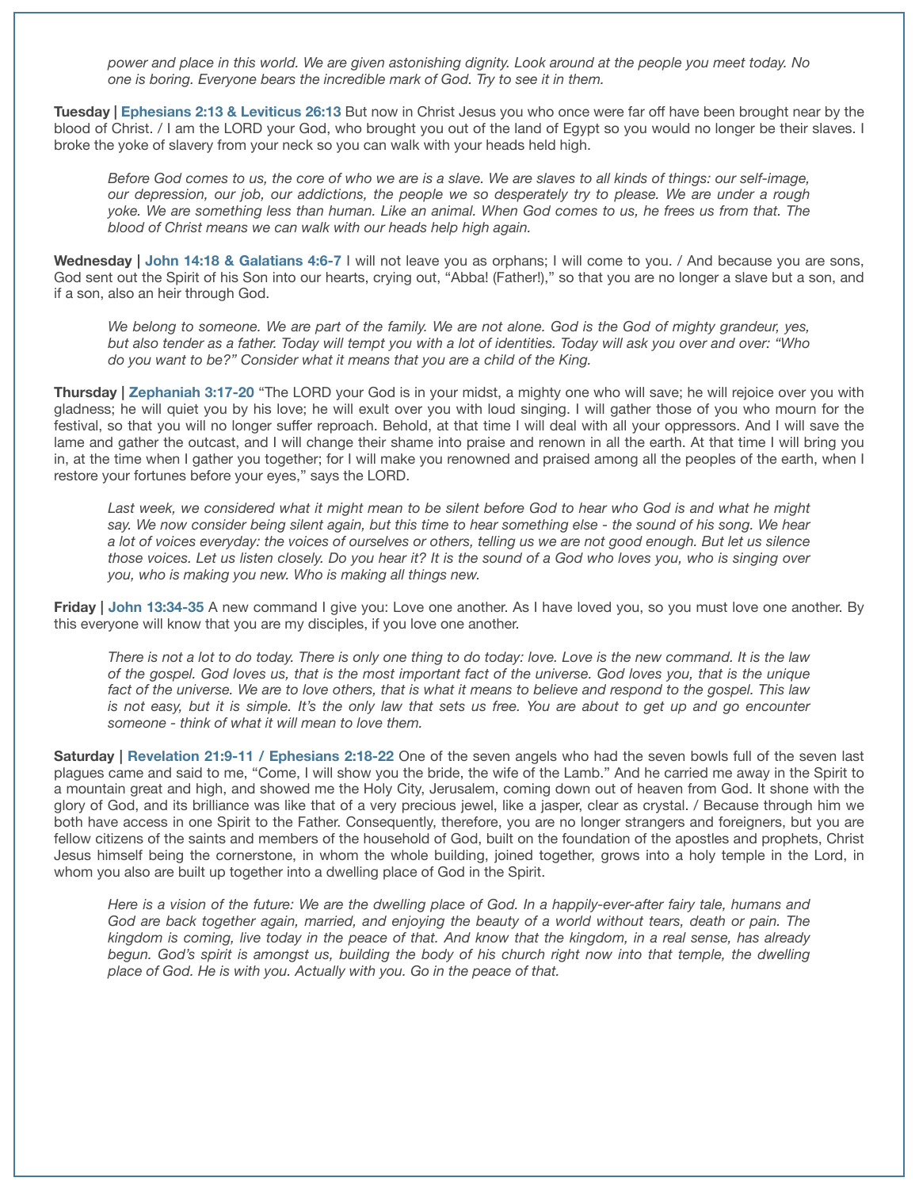*power and place in this world. We are given astonishing dignity. Look around at the people you meet today. No one is boring. Everyone bears the incredible mark of God. Try to see it in them.*

**Tuesday | Ephesians 2:13 & Leviticus 26:13** But now in Christ Jesus you who once were far off have been brought near by the blood of Christ. / I am the LORD your God, who brought you out of the land of Egypt so you would no longer be their slaves. I broke the yoke of slavery from your neck so you can walk with your heads held high.

*Before God comes to us, the core of who we are is a slave. We are slaves to all kinds of things: our self-image, our depression, our job, our addictions, the people we so desperately try to please. We are under a rough yoke. We are something less than human. Like an animal. When God comes to us, he frees us from that. The blood of Christ means we can walk with our heads help high again.*

**Wednesday | John 14:18 & Galatians 4:6-7** I will not leave you as orphans; I will come to you. / And because you are sons, God sent out the Spirit of his Son into our hearts, crying out, "Abba! (Father!)," so that you are no longer a slave but a son, and if a son, also an heir through God.

*We belong to someone. We are part of the family. We are not alone. God is the God of mighty grandeur, yes, but also tender as a father. Today will tempt you with a lot of identities. Today will ask you over and over: "Who do you want to be?" Consider what it means that you are a child of the King.*

**Thursday | Zephaniah 3:17-20** "The LORD your God is in your midst, a mighty one who will save; he will rejoice over you with gladness; he will quiet you by his love; he will exult over you with loud singing. I will gather those of you who mourn for the festival, so that you will no longer suffer reproach. Behold, at that time I will deal with all your oppressors. And I will save the lame and gather the outcast, and I will change their shame into praise and renown in all the earth. At that time I will bring you in, at the time when I gather you together; for I will make you renowned and praised among all the peoples of the earth, when I restore your fortunes before your eyes," says the LORD.

*Last week, we considered what it might mean to be silent before God to hear who God is and what he might say. We now consider being silent again, but this time to hear something else - the sound of his song. We hear a lot of voices everyday: the voices of ourselves or others, telling us we are not good enough. But let us silence those voices. Let us listen closely. Do you hear it? It is the sound of a God who loves you, who is singing over you, who is making you new. Who is making all things new.*

**Friday | John 13:34-35** A new command I give you: Love one another. As I have loved you, so you must love one another. By this everyone will know that you are my disciples, if you love one another.

*There is not a lot to do today. There is only one thing to do today: love. Love is the new command. It is the law of the gospel. God loves us, that is the most important fact of the universe. God loves you, that is the unique fact of the universe. We are to love others, that is what it means to believe and respond to the gospel. This law is not easy, but it is simple. It's the only law that sets us free. You are about to get up and go encounter someone - think of what it will mean to love them.*

**Saturday | Revelation 21:9-11 / Ephesians 2:18-22** One of the seven angels who had the seven bowls full of the seven last plagues came and said to me, "Come, I will show you the bride, the wife of the Lamb." And he carried me away in the Spirit to a mountain great and high, and showed me the Holy City, Jerusalem, coming down out of heaven from God. It shone with the glory of God, and its brilliance was like that of a very precious jewel, like a jasper, clear as crystal. / Because through him we both have access in one Spirit to the Father. Consequently, therefore, you are no longer strangers and foreigners, but you are fellow citizens of the saints and members of the household of God, built on the foundation of the apostles and prophets, Christ Jesus himself being the cornerstone, in whom the whole building, joined together, grows into a holy temple in the Lord, in whom you also are built up together into a dwelling place of God in the Spirit.

*Here is a vision of the future: We are the dwelling place of God. In a happily-ever-after fairy tale, humans and God are back together again, married, and enjoying the beauty of a world without tears, death or pain. The kingdom is coming, live today in the peace of that. And know that the kingdom, in a real sense, has already begun. God's spirit is amongst us, building the body of his church right now into that temple, the dwelling place of God. He is with you. Actually with you. Go in the peace of that.*